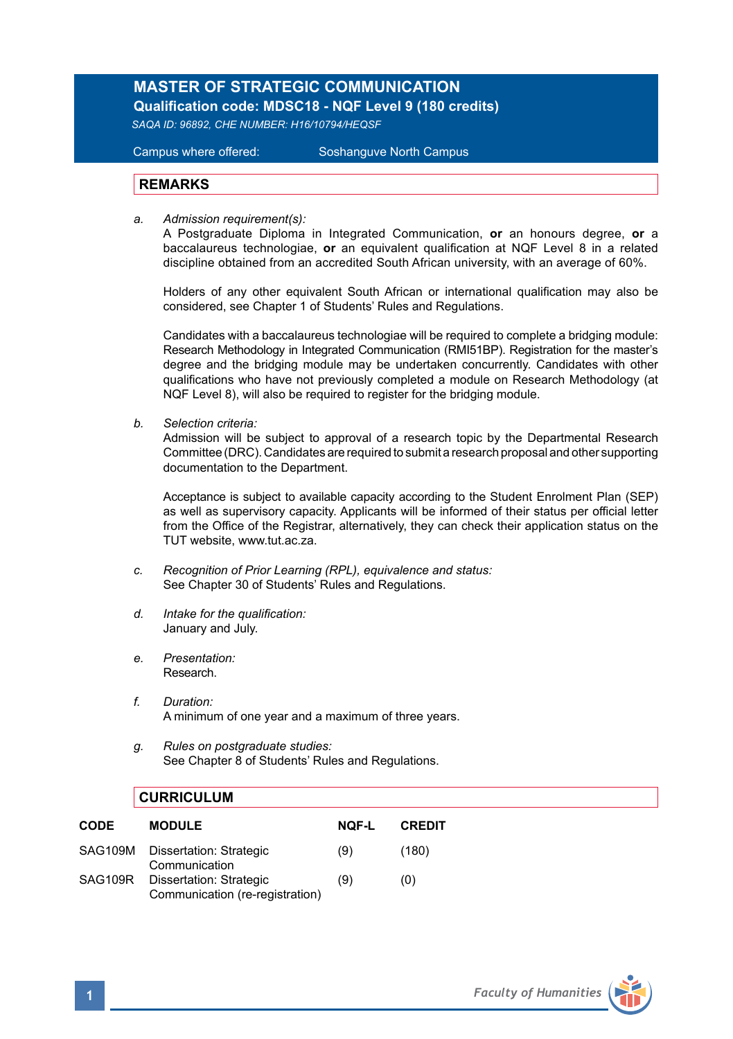# MASTER OF STRATEGIC COMMUNICATION

**Qualification code: MDSC18 - NQF Level 9 (180 credits)**

*SAQA ID: 96892, CHE NUMBER: H16/10794/HEQSF*

Campus where offered: Soshanguve North Campus

## REMARKS

a. *Admission requirement(s):*
A Postgraduate Diploma in Integrated Communication, **or** an honours degree, **or** a baccalaureus technologiae, **or** an equivalent qualification at NQF Level 8 in a related discipline obtained from an accredited South African university, with an average of 60%.

Holders of any other equivalent South African or international qualification may also be considered, see Chapter 1 of Students' Rules and Regulations.

Candidates with a baccalaureus technologiae will be required to complete a bridging module: Research Methodology in Integrated Communication (RMI51BP). Registration for the master's degree and the bridging module may be undertaken concurrently. Candidates with other qualifications who have not previously completed a module on Research Methodology (at NQF Level 8), will also be required to register for the bridging module.

b. *Selection criteria:*
Admission will be subject to approval of a research topic by the Departmental Research Committee (DRC). Candidates are required to submit a research proposal and other supporting documentation to the Department.

Acceptance is subject to available capacity according to the Student Enrolment Plan (SEP) as well as supervisory capacity. Applicants will be informed of their status per official letter from the Office of the Registrar, alternatively, they can check their application status on the TUT website, www.tut.ac.za.

c. *Recognition of Prior Learning (RPL), equivalence and status:*
See Chapter 30 of Students' Rules and Regulations.

d. *Intake for the qualification:*
January and July.

e. *Presentation:*
Research.

f. *Duration:*
A minimum of one year and a maximum of three years.

g. *Rules on postgraduate studies:*
See Chapter 8 of Students' Rules and Regulations.

## CURRICULUM

| CODE | MODULE | NQF-L | CREDIT |
|---|---|---|---|
| SAG109M | Dissertation: Strategic Communication | (9) | (180) |
| SAG109R | Dissertation: Strategic Communication (re-registration) | (9) | (0) |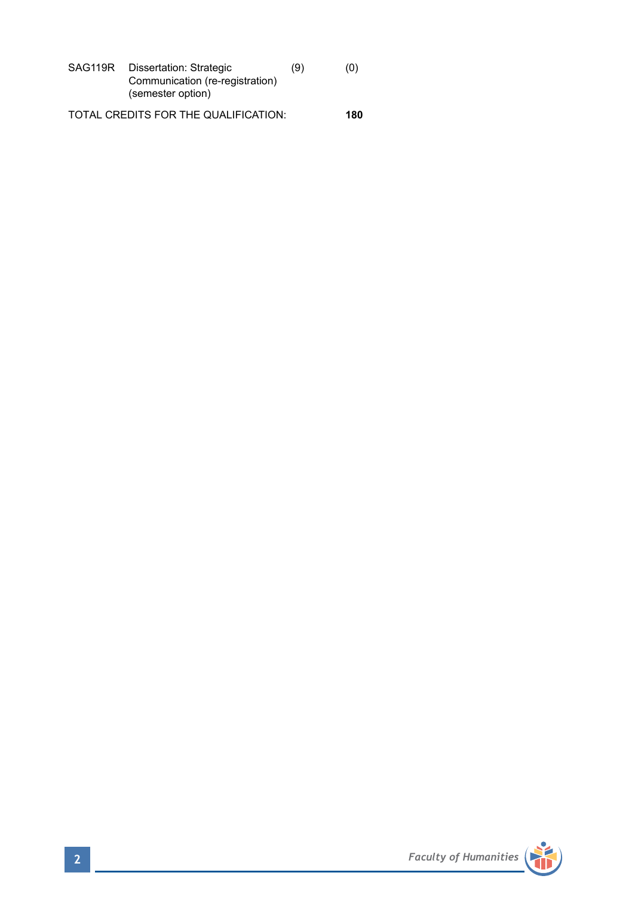| | | | |
|---|---|---|---|
| SAG119R | Dissertation: Strategic Communication (re-registration) (semester option) | (9) | (0) |

TOTAL CREDITS FOR THE QUALIFICATION: **180**